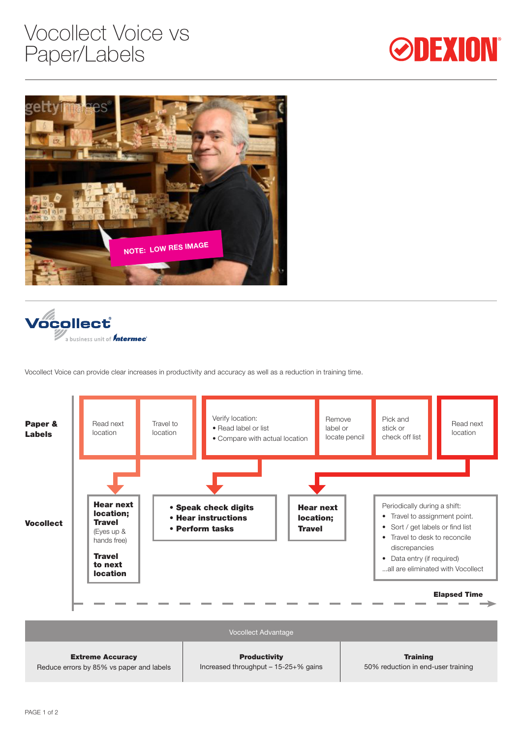# Vocollect Voice vs Paper/Labels

Vocollect Voice can provide clear increases in productivity and accuracy as well as a reduction in training time.

**Paper & Labels**

- Read next location
- Travel to location
- Verify location:
  - Read label or list
  - Compare with actual location
- Remove label or locate pencil
- Pick and stick or check off list
- Read next location

**Vocollect**

- **Hear next location; Travel** (Eyes up & hands free) **Travel to next location**
- **• Speak check digits**
  **• Hear instructions**
  **• Perform tasks**
- **Hear next location; Travel**
- Periodically during a shift:
  - Travel to assignment point.
  - Sort / get labels or find list
  - Travel to desk to reconcile discrepancies
  - Data entry (if required)

  ...all are eliminated with Vocollect

**Elapsed Time** →

| Vocollect Advantage | | |
|---|---|---|
| **Extreme Accuracy**<br>Reduce errors by 85% vs paper and labels | **Productivity**<br>Increased throughput – 15-25+% gains | **Training**<br>50% reduction in end-user training |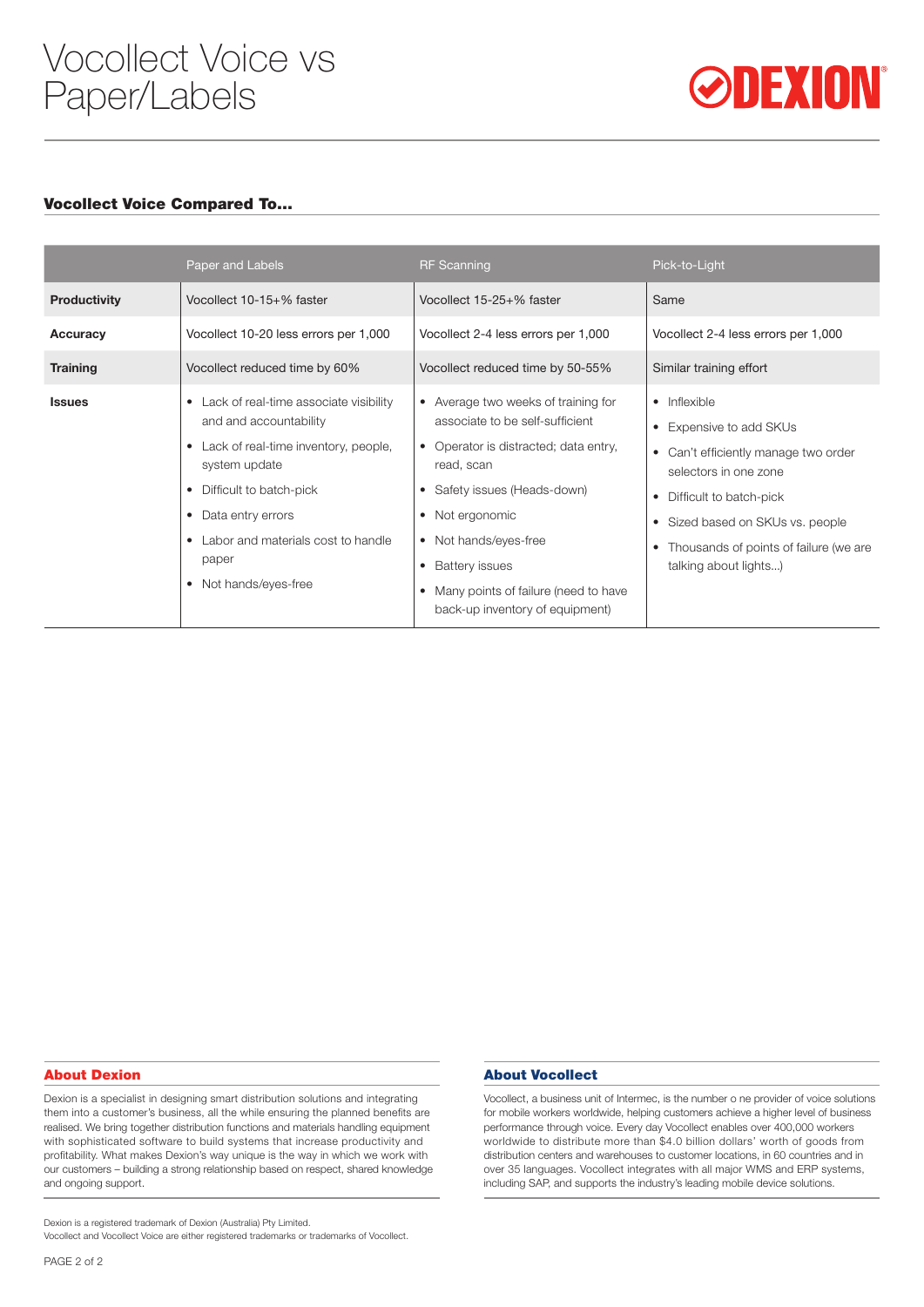# Vocollect Voice vs Paper/Labels

DEXION

### Vocollect Voice Compared To...

| | Paper and Labels | RF Scanning | Pick-to-Light |
|---|---|---|---|
| **Productivity** | Vocollect 10-15+% faster | Vocollect 15-25+% faster | Same |
| **Accuracy** | Vocollect 10-20 less errors per 1,000 | Vocollect 2-4 less errors per 1,000 | Vocollect 2-4 less errors per 1,000 |
| **Training** | Vocollect reduced time by 60% | Vocollect reduced time by 50-55% | Similar training effort |
| **Issues** | • Lack of real-time associate visibility and and accountability<br>• Lack of real-time inventory, people, system update<br>• Difficult to batch-pick<br>• Data entry errors<br>• Labor and materials cost to handle paper<br>• Not hands/eyes-free | • Average two weeks of training for associate to be self-sufficient<br>• Operator is distracted; data entry, read, scan<br>• Safety issues (Heads-down)<br>• Not ergonomic<br>• Not hands/eyes-free<br>• Battery issues<br>• Many points of failure (need to have back-up inventory of equipment) | • Inflexible<br>• Expensive to add SKUs<br>• Can't efficiently manage two order selectors in one zone<br>• Difficult to batch-pick<br>• Sized based on SKUs vs. people<br>• Thousands of points of failure (we are talking about lights...) |

### About Dexion

Dexion is a specialist in designing smart distribution solutions and integrating them into a customer's business, all the while ensuring the planned benefits are realised. We bring together distribution functions and materials handling equipment with sophisticated software to build systems that increase productivity and profitability. What makes Dexion's way unique is the way in which we work with our customers – building a strong relationship based on respect, shared knowledge and ongoing support.

### About Vocollect

Vocollect, a business unit of Intermec, is the number o ne provider of voice solutions for mobile workers worldwide, helping customers achieve a higher level of business performance through voice. Every day Vocollect enables over 400,000 workers worldwide to distribute more than $4.0 billion dollars' worth of goods from distribution centers and warehouses to customer locations, in 60 countries and in over 35 languages. Vocollect integrates with all major WMS and ERP systems, including SAP, and supports the industry's leading mobile device solutions.

Dexion is a registered trademark of Dexion (Australia) Pty Limited.
Vocollect and Vocollect Voice are either registered trademarks or trademarks of Vocollect.